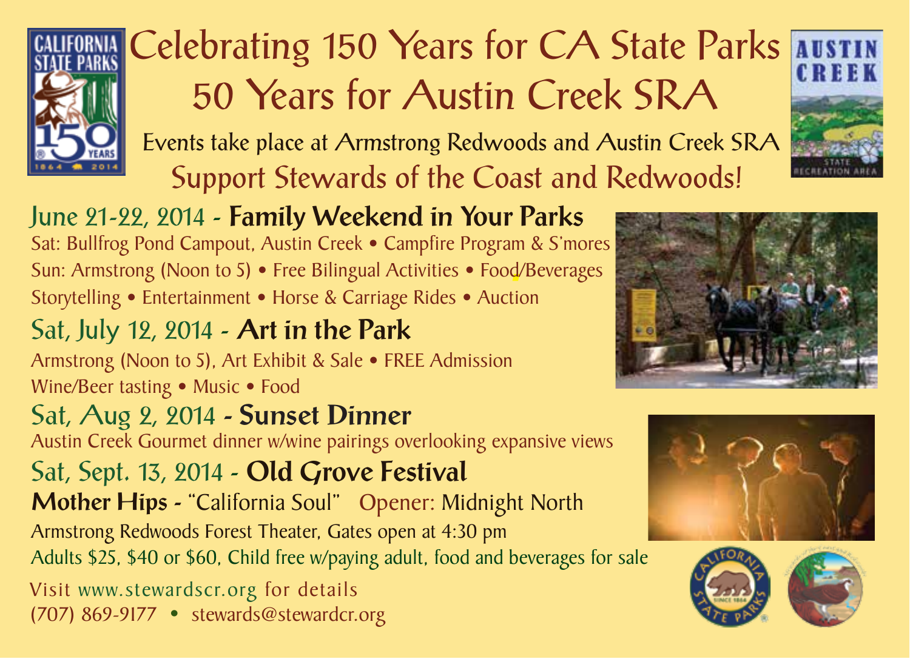# Celebrating 150 Years for CA State Parks
# 50 Years for Austin Creek SRA

Events take place at Armstrong Redwoods and Austin Creek SRA

## Support Stewards of the Coast and Redwoods!

### June 21-22, 2014 - **Family Weekend in Your Parks**

Sat: Bullfrog Pond Campout, Austin Creek • Campfire Program & S'mores
Sun: Armstrong (Noon to 5) • Free Bilingual Activities • Food/Beverages
Storytelling • Entertainment • Horse & Carriage Rides • Auction

### Sat, July 12, 2014 - **Art in the Park**

Armstrong (Noon to 5), Art Exhibit & Sale • FREE Admission
Wine/Beer tasting • Music • Food

### Sat, Aug 2, 2014 - **Sunset Dinner**

Austin Creek Gourmet dinner w/wine pairings overlooking expansive views

### Sat, Sept. 13, 2014 - **Old Grove Festival**

**Mother Hips -** "California Soul" Opener: Midnight North
Armstrong Redwoods Forest Theater, Gates open at 4:30 pm
Adults $25, $40 or $60, Child free w/paying adult, food and beverages for sale

Visit www.stewardscr.org for details
(707) 869-9177 • stewards@stewardcr.org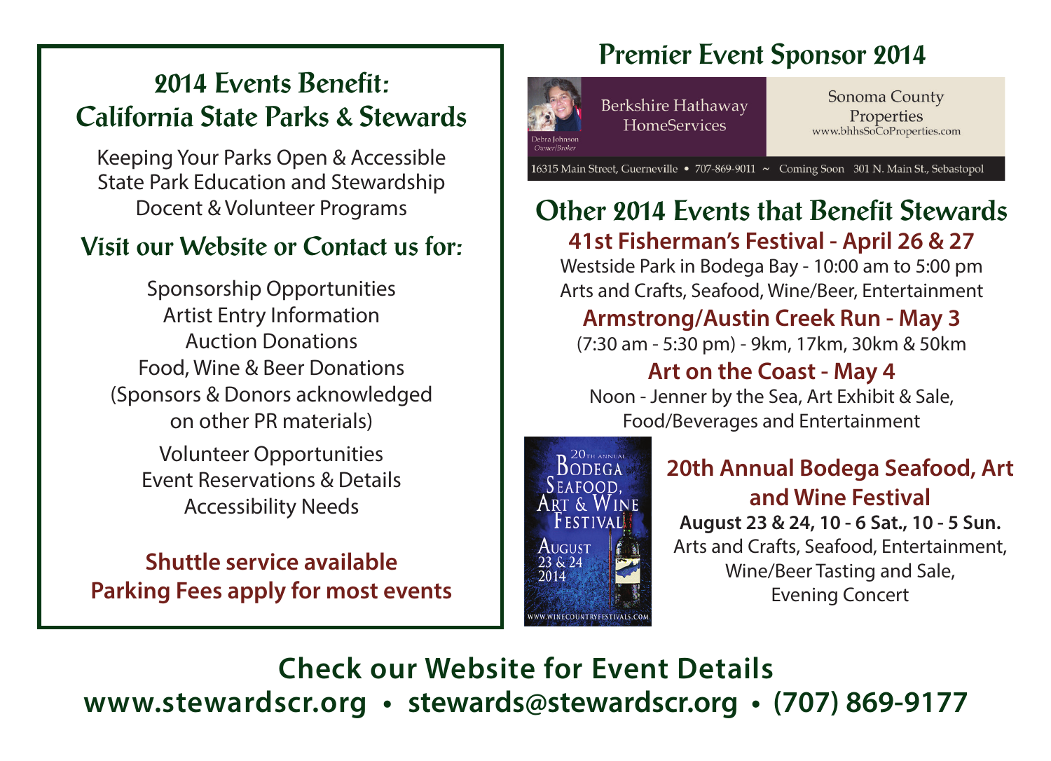## 2014 Events Benefit: California State Parks & Stewards

Keeping Your Parks Open & Accessible
State Park Education and Stewardship
Docent & Volunteer Programs

### Visit our Website or Contact us for:

Sponsorship Opportunities
Artist Entry Information
Auction Donations
Food, Wine & Beer Donations
(Sponsors & Donors acknowledged on other PR materials)

Volunteer Opportunities
Event Reservations & Details
Accessibility Needs

**Shuttle service available**
**Parking Fees apply for most events**

## Premier Event Sponsor 2014

Debra Johnson
Owner/Broker

Berkshire Hathaway HomeServices

Sonoma County Properties
www.bhhsSoCoProperties.com

16315 Main Street, Guerneville • 707-869-9011 ~ Coming Soon 301 N. Main St., Sebastopol

## Other 2014 Events that Benefit Stewards

### 41st Fisherman's Festival - April 26 & 27

Westside Park in Bodega Bay - 10:00 am to 5:00 pm
Arts and Crafts, Seafood, Wine/Beer, Entertainment

### Armstrong/Austin Creek Run - May 3

(7:30 am - 5:30 pm) - 9km, 17km, 30km & 50km

### Art on the Coast - May 4

Noon - Jenner by the Sea, Art Exhibit & Sale,
Food/Beverages and Entertainment

20TH ANNUAL
BODEGA SEAFOOD, ART & WINE FESTIVAL
AUGUST 23 & 24 2014
WWW.WINECOUNTRYFESTIVALS.COM

### 20th Annual Bodega Seafood, Art and Wine Festival

**August 23 & 24, 10 - 6 Sat., 10 - 5 Sun.**
Arts and Crafts, Seafood, Entertainment,
Wine/Beer Tasting and Sale,
Evening Concert

## Check our Website for Event Details

**www.stewardscr.org • stewards@stewardscr.org • (707) 869-9177**